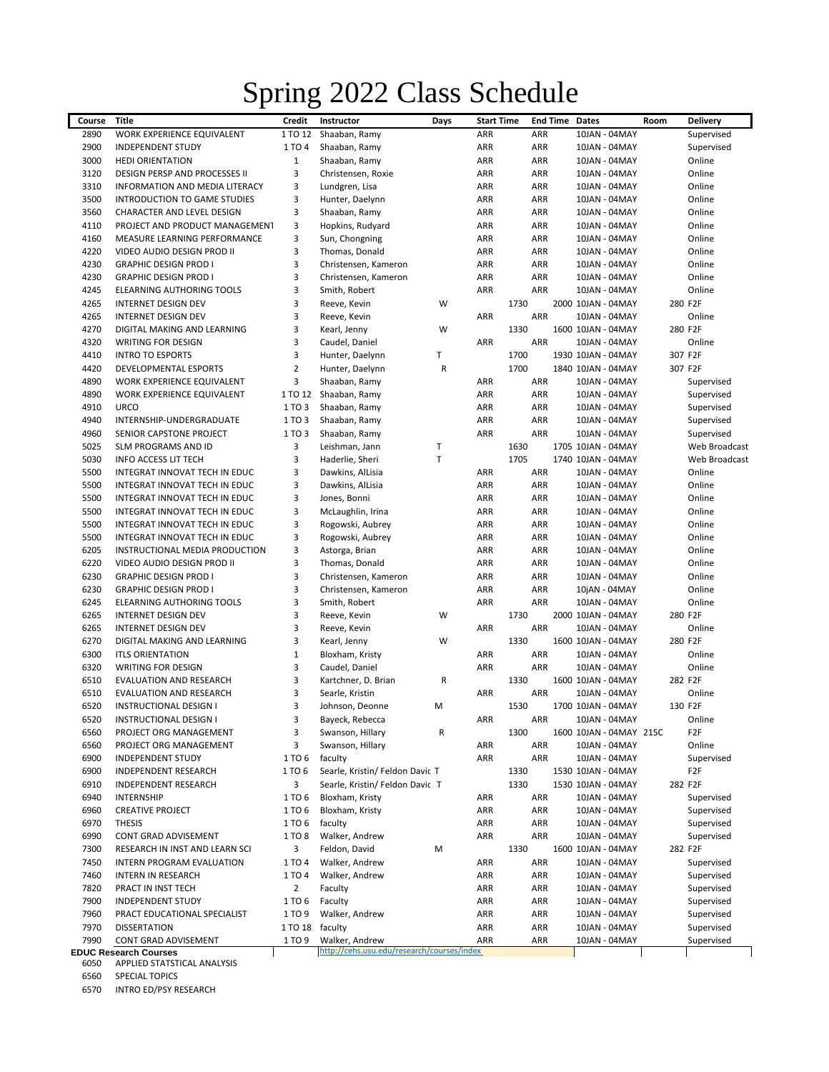# Spring 2022 Class Schedule

| Course | Title | Credit | Instructor | Days | Start Time | End Time | Dates | Room | Delivery |
|---|---|---|---|---|---|---|---|---|---|
| 2890 | WORK EXPERIENCE EQUIVALENT | 1 TO 12 | Shaaban, Ramy | | ARR | ARR | 10JAN - 04MAY | | Supervised |
| 2900 | INDEPENDENT STUDY | 1 TO 4 | Shaaban, Ramy | | ARR | ARR | 10JAN - 04MAY | | Supervised |
| 3000 | HEDI ORIENTATION | 1 | Shaaban, Ramy | | ARR | ARR | 10JAN - 04MAY | | Online |
| 3120 | DESIGN PERSP AND PROCESSES II | 3 | Christensen, Roxie | | ARR | ARR | 10JAN - 04MAY | | Online |
| 3310 | INFORMATION AND MEDIA LITERACY | 3 | Lundgren, Lisa | | ARR | ARR | 10JAN - 04MAY | | Online |
| 3500 | INTRODUCTION TO GAME STUDIES | 3 | Hunter, Daelynn | | ARR | ARR | 10JAN - 04MAY | | Online |
| 3560 | CHARACTER AND LEVEL DESIGN | 3 | Shaaban, Ramy | | ARR | ARR | 10JAN - 04MAY | | Online |
| 4110 | PROJECT AND PRODUCT MANAGEMENT | 3 | Hopkins, Rudyard | | ARR | ARR | 10JAN - 04MAY | | Online |
| 4160 | MEASURE LEARNING PERFORMANCE | 3 | Sun, Chongning | | ARR | ARR | 10JAN - 04MAY | | Online |
| 4220 | VIDEO AUDIO DESIGN PROD II | 3 | Thomas, Donald | | ARR | ARR | 10JAN - 04MAY | | Online |
| 4230 | GRAPHIC DESIGN PROD I | 3 | Christensen, Kameron | | ARR | ARR | 10JAN - 04MAY | | Online |
| 4230 | GRAPHIC DESIGN PROD I | 3 | Christensen, Kameron | | ARR | ARR | 10JAN - 04MAY | | Online |
| 4245 | ELEARNING AUTHORING TOOLS | 3 | Smith, Robert | | ARR | ARR | 10JAN - 04MAY | | Online |
| 4265 | INTERNET DESIGN DEV | 3 | Reeve, Kevin | W | 1730 | 2000 | 10JAN - 04MAY | 280 | F2F |
| 4265 | INTERNET DESIGN DEV | 3 | Reeve, Kevin | | ARR | ARR | 10JAN - 04MAY | | Online |
| 4270 | DIGITAL MAKING AND LEARNING | 3 | Kearl, Jenny | W | 1330 | 1600 | 10JAN - 04MAY | 280 | F2F |
| 4320 | WRITING FOR DESIGN | 3 | Caudel, Daniel | | ARR | ARR | 10JAN - 04MAY | | Online |
| 4410 | INTRO TO ESPORTS | 3 | Hunter, Daelynn | T | 1700 | 1930 | 10JAN - 04MAY | 307 | F2F |
| 4420 | DEVELOPMENTAL ESPORTS | 2 | Hunter, Daelynn | R | 1700 | 1840 | 10JAN - 04MAY | 307 | F2F |
| 4890 | WORK EXPERIENCE EQUIVALENT | 3 | Shaaban, Ramy | | ARR | ARR | 10JAN - 04MAY | | Supervised |
| 4890 | WORK EXPERIENCE EQUIVALENT | 1 TO 12 | Shaaban, Ramy | | ARR | ARR | 10JAN - 04MAY | | Supervised |
| 4910 | URCO | 1 TO 3 | Shaaban, Ramy | | ARR | ARR | 10JAN - 04MAY | | Supervised |
| 4940 | INTERNSHIP-UNDERGRADUATE | 1 TO 3 | Shaaban, Ramy | | ARR | ARR | 10JAN - 04MAY | | Supervised |
| 4960 | SENIOR CAPSTONE PROJECT | 1 TO 3 | Shaaban, Ramy | | ARR | ARR | 10JAN - 04MAY | | Supervised |
| 5025 | SLM PROGRAMS AND ID | 3 | Leishman, Jann | T | 1630 | 1705 | 10JAN - 04MAY | | Web Broadcast |
| 5030 | INFO ACCESS LIT TECH | 3 | Haderlie, Sheri | T | 1705 | 1740 | 10JAN - 04MAY | | Web Broadcast |
| 5500 | INTEGRAT INNOVAT TECH IN EDUC | 3 | Dawkins, AlLisia | | ARR | ARR | 10JAN - 04MAY | | Online |
| 5500 | INTEGRAT INNOVAT TECH IN EDUC | 3 | Dawkins, AlLisia | | ARR | ARR | 10JAN - 04MAY | | Online |
| 5500 | INTEGRAT INNOVAT TECH IN EDUC | 3 | Jones, Bonni | | ARR | ARR | 10JAN - 04MAY | | Online |
| 5500 | INTEGRAT INNOVAT TECH IN EDUC | 3 | McLaughlin, Irina | | ARR | ARR | 10JAN - 04MAY | | Online |
| 5500 | INTEGRAT INNOVAT TECH IN EDUC | 3 | Rogowski, Aubrey | | ARR | ARR | 10JAN - 04MAY | | Online |
| 5500 | INTEGRAT INNOVAT TECH IN EDUC | 3 | Rogowski, Aubrey | | ARR | ARR | 10JAN - 04MAY | | Online |
| 6205 | INSTRUCTIONAL MEDIA PRODUCTION | 3 | Astorga, Brian | | ARR | ARR | 10JAN - 04MAY | | Online |
| 6220 | VIDEO AUDIO DESIGN PROD II | 3 | Thomas, Donald | | ARR | ARR | 10JAN - 04MAY | | Online |
| 6230 | GRAPHIC DESIGN PROD I | 3 | Christensen, Kameron | | ARR | ARR | 10JAN - 04MAY | | Online |
| 6230 | GRAPHIC DESIGN PROD I | 3 | Christensen, Kameron | | ARR | ARR | 10jAN - 04MAY | | Online |
| 6245 | ELEARNING AUTHORING TOOLS | 3 | Smith, Robert | | ARR | ARR | 10JAN - 04MAY | | Online |
| 6265 | INTERNET DESIGN DEV | 3 | Reeve, Kevin | W | 1730 | 2000 | 10JAN - 04MAY | 280 | F2F |
| 6265 | INTERNET DESIGN DEV | 3 | Reeve, Kevin | | ARR | ARR | 10JAN - 04MAY | | Online |
| 6270 | DIGITAL MAKING AND LEARNING | 3 | Kearl, Jenny | W | 1330 | 1600 | 10JAN - 04MAY | 280 | F2F |
| 6300 | ITLS ORIENTATION | 1 | Bloxham, Kristy | | ARR | ARR | 10JAN - 04MAY | | Online |
| 6320 | WRITING FOR DESIGN | 3 | Caudel, Daniel | | ARR | ARR | 10JAN - 04MAY | | Online |
| 6510 | EVALUATION AND RESEARCH | 3 | Kartchner, D. Brian | R | 1330 | 1600 | 10JAN - 04MAY | 282 | F2F |
| 6510 | EVALUATION AND RESEARCH | 3 | Searle, Kristin | | ARR | ARR | 10JAN - 04MAY | | Online |
| 6520 | INSTRUCTIONAL DESIGN I | 3 | Johnson, Deonne | M | 1530 | 1700 | 10JAN - 04MAY | 130 | F2F |
| 6520 | INSTRUCTIONAL DESIGN I | 3 | Bayeck, Rebecca | | ARR | ARR | 10JAN - 04MAY | | Online |
| 6560 | PROJECT ORG MANAGEMENT | 3 | Swanson, Hillary | R | 1300 | 1600 | 10JAN - 04MAY | 215C | F2F |
| 6560 | PROJECT ORG MANAGEMENT | 3 | Swanson, Hillary | | ARR | ARR | 10JAN - 04MAY | | Online |
| 6900 | INDEPENDENT STUDY | 1 TO 6 | faculty | | ARR | ARR | 10JAN - 04MAY | | Supervised |
| 6900 | INDEPENDENT RESEARCH | 1 TO 6 | Searle, Kristin/ Feldon Davic | T | 1330 | 1530 | 10JAN - 04MAY | | F2F |
| 6910 | INDEPENDENT RESEARCH | 3 | Searle, Kristin/ Feldon Davic | T | 1330 | 1530 | 10JAN - 04MAY | 282 | F2F |
| 6940 | INTERNSHIP | 1 TO 6 | Bloxham, Kristy | | ARR | ARR | 10JAN - 04MAY | | Supervised |
| 6960 | CREATIVE PROJECT | 1 TO 6 | Bloxham, Kristy | | ARR | ARR | 10JAN - 04MAY | | Supervised |
| 6970 | THESIS | 1 TO 6 | faculty | | ARR | ARR | 10JAN - 04MAY | | Supervised |
| 6990 | CONT GRAD ADVISEMENT | 1 TO 8 | Walker, Andrew | | ARR | ARR | 10JAN - 04MAY | | Supervised |
| 7300 | RESEARCH IN INST AND LEARN SCI | 3 | Feldon, David | M | 1330 | 1600 | 10JAN - 04MAY | 282 | F2F |
| 7450 | INTERN PROGRAM EVALUATION | 1 TO 4 | Walker, Andrew | | ARR | ARR | 10JAN - 04MAY | | Supervised |
| 7460 | INTERN IN RESEARCH | 1 TO 4 | Walker, Andrew | | ARR | ARR | 10JAN - 04MAY | | Supervised |
| 7820 | PRACT IN INST TECH | 2 | Faculty | | ARR | ARR | 10JAN - 04MAY | | Supervised |
| 7900 | INDEPENDENT STUDY | 1 TO 6 | Faculty | | ARR | ARR | 10JAN - 04MAY | | Supervised |
| 7960 | PRACT EDUCATIONAL SPECIALIST | 1 TO 9 | Walker, Andrew | | ARR | ARR | 10JAN - 04MAY | | Supervised |
| 7970 | DISSERTATION | 1 TO 18 | faculty | | ARR | ARR | 10JAN - 04MAY | | Supervised |
| 7990 | CONT GRAD ADVISEMENT | 1 TO 9 | Walker, Andrew | | ARR | ARR | 10JAN - 04MAY | | Supervised |

**EDUC Research Courses** http://cehs.usu.edu/research/courses/index

| Course | Title |
|---|---|
| 6050 | APPLIED STATSTICAL ANALYSIS |
| 6560 | SPECIAL TOPICS |
| 6570 | INTRO ED/PSY RESEARCH |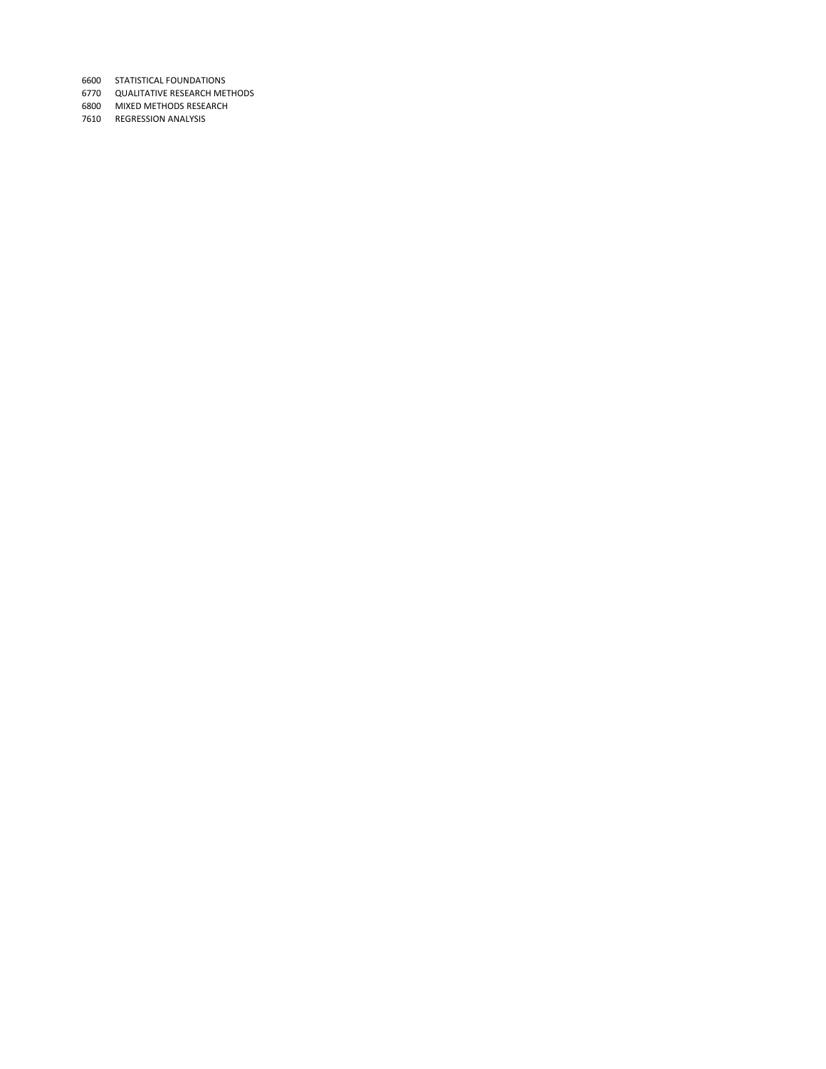| | |
|---|---|
| 6600 | STATISTICAL FOUNDATIONS |
| 6770 | QUALITATIVE RESEARCH METHODS |
| 6800 | MIXED METHODS RESEARCH |
| 7610 | REGRESSION ANALYSIS |